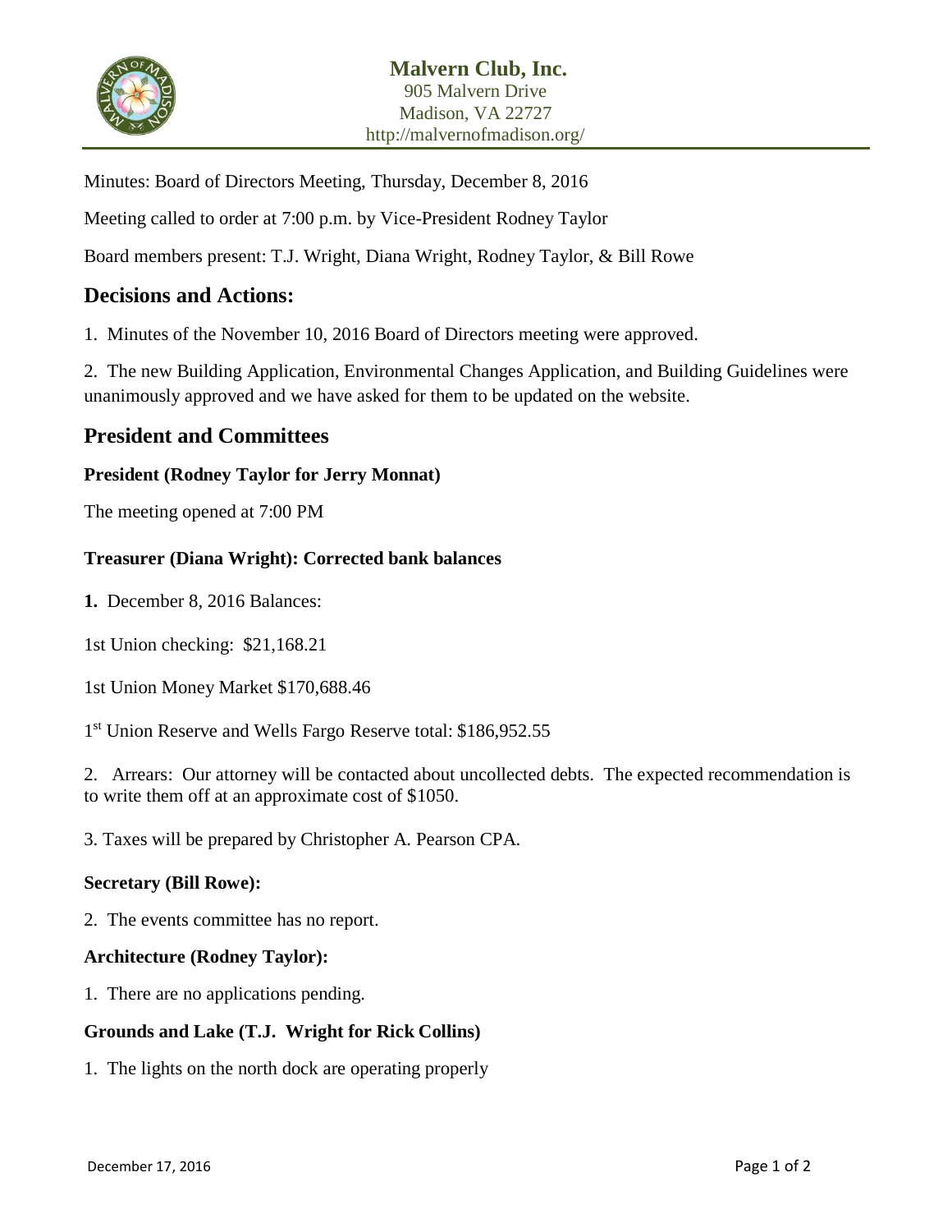# Malvern Club, Inc.

905 Malvern Drive
Madison, VA 22727
http://malvernofmadison.org/

Minutes: Board of Directors Meeting, Thursday, December 8, 2016

Meeting called to order at 7:00 p.m. by Vice-President Rodney Taylor

Board members present: T.J. Wright, Diana Wright, Rodney Taylor, & Bill Rowe

## Decisions and Actions:

1. Minutes of the November 10, 2016 Board of Directors meeting were approved.

2. The new Building Application, Environmental Changes Application, and Building Guidelines were unanimously approved and we have asked for them to be updated on the website.

## President and Committees

### President (Rodney Taylor for Jerry Monnat)

The meeting opened at 7:00 PM

### Treasurer (Diana Wright): Corrected bank balances

**1.** December 8, 2016 Balances:

1st Union checking: $21,168.21

1st Union Money Market $170,688.46

1st Union Reserve and Wells Fargo Reserve total: $186,952.55

2. Arrears: Our attorney will be contacted about uncollected debts. The expected recommendation is to write them off at an approximate cost of $1050.

3. Taxes will be prepared by Christopher A. Pearson CPA.

### Secretary (Bill Rowe):

2. The events committee has no report.

### Architecture (Rodney Taylor):

1. There are no applications pending.

### Grounds and Lake (T.J. Wright for Rick Collins)

1. The lights on the north dock are operating properly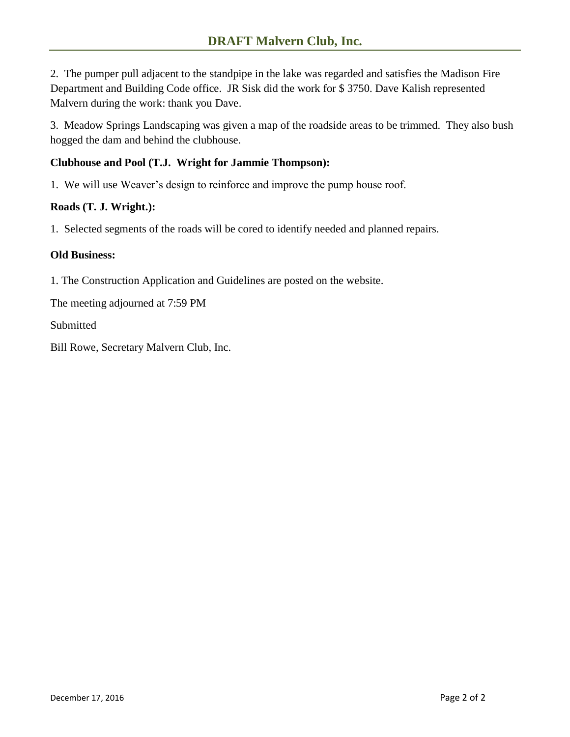2. The pumper pull adjacent to the standpipe in the lake was regarded and satisfies the Madison Fire Department and Building Code office. JR Sisk did the work for $ 3750. Dave Kalish represented Malvern during the work: thank you Dave.

3. Meadow Springs Landscaping was given a map of the roadside areas to be trimmed. They also bush hogged the dam and behind the clubhouse.

**Clubhouse and Pool (T.J. Wright for Jammie Thompson):**

1. We will use Weaver's design to reinforce and improve the pump house roof.

**Roads (T. J. Wright.):**

1. Selected segments of the roads will be cored to identify needed and planned repairs.

**Old Business:**

1. The Construction Application and Guidelines are posted on the website.

The meeting adjourned at 7:59 PM

Submitted

Bill Rowe, Secretary Malvern Club, Inc.